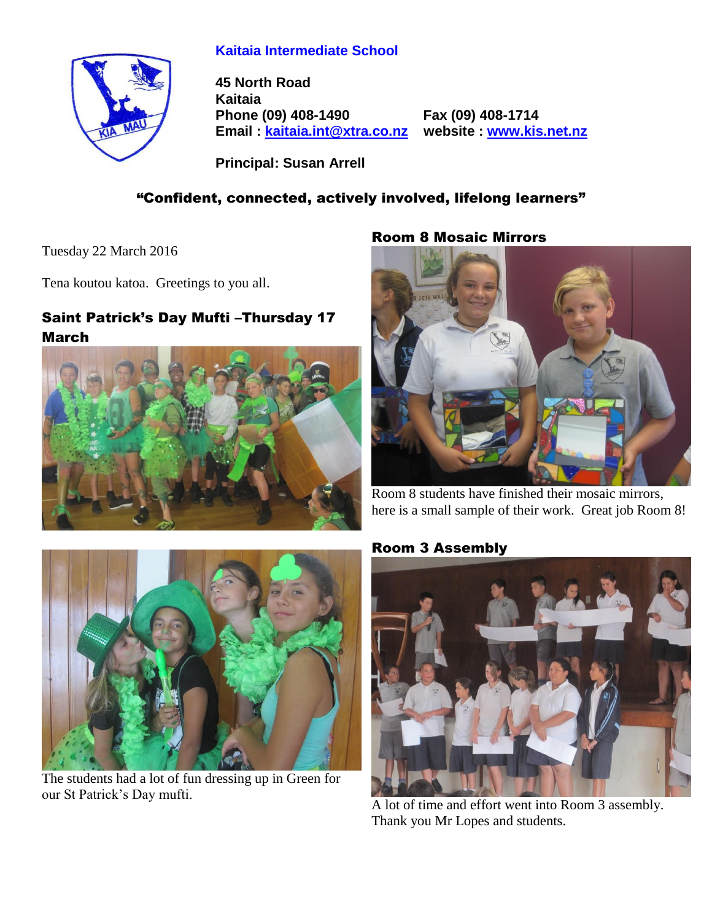**Kaitaia Intermediate School**

**45 North Road**
**Kaitaia**
**Phone (09) 408-1490** **Fax (09) 408-1714**
**Email : kaitaia.int@xtra.co.nz** **website : www.kis.net.nz**

**Principal: Susan Arrell**

**"Confident, connected, actively involved, lifelong learners"**

Tuesday 22 March 2016

Tena koutou katoa. Greetings to you all.

## Saint Patrick's Day Mufti –Thursday 17 March

The students had a lot of fun dressing up in Green for our St Patrick's Day mufti.

## Room 8 Mosaic Mirrors

Room 8 students have finished their mosaic mirrors, here is a small sample of their work. Great job Room 8!

## Room 3 Assembly

A lot of time and effort went into Room 3 assembly. Thank you Mr Lopes and students.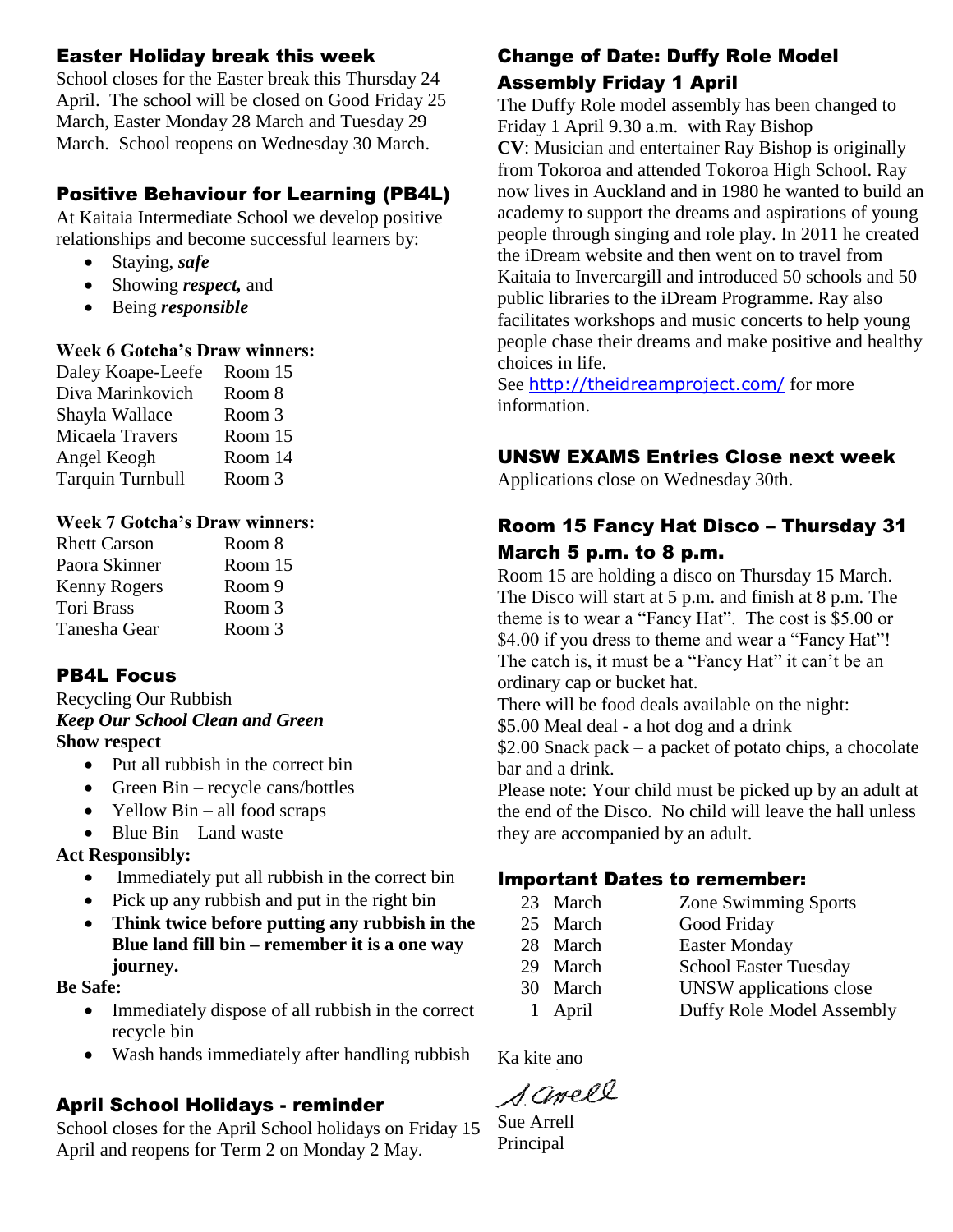## Easter Holiday break this week

School closes for the Easter break this Thursday 24 April. The school will be closed on Good Friday 25 March, Easter Monday 28 March and Tuesday 29 March. School reopens on Wednesday 30 March.

## Positive Behaviour for Learning (PB4L)

At Kaitaia Intermediate School we develop positive relationships and become successful learners by:

- Staying, ***safe***
- Showing ***respect,*** and
- Being ***responsible***

**Week 6 Gotcha's Draw winners:**

| | |
|---|---|
| Daley Koape-Leefe | Room 15 |
| Diva Marinkovich | Room 8 |
| Shayla Wallace | Room 3 |
| Micaela Travers | Room 15 |
| Angel Keogh | Room 14 |
| Tarquin Turnbull | Room 3 |

**Week 7 Gotcha's Draw winners:**

| | |
|---|---|
| Rhett Carson | Room 8 |
| Paora Skinner | Room 15 |
| Kenny Rogers | Room 9 |
| Tori Brass | Room 3 |
| Tanesha Gear | Room 3 |

## PB4L Focus

Recycling Our Rubbish

***Keep Our School Clean and Green***

**Show respect**

- Put all rubbish in the correct bin
- Green Bin – recycle cans/bottles
- Yellow Bin – all food scraps
- Blue Bin – Land waste

**Act Responsibly:**

- Immediately put all rubbish in the correct bin
- Pick up any rubbish and put in the right bin
- **Think twice before putting any rubbish in the Blue land fill bin – remember it is a one way journey.**

**Be Safe:**

- Immediately dispose of all rubbish in the correct recycle bin
- Wash hands immediately after handling rubbish

## April School Holidays - reminder

School closes for the April School holidays on Friday 15 April and reopens for Term 2 on Monday 2 May.

## Change of Date: Duffy Role Model Assembly Friday 1 April

The Duffy Role model assembly has been changed to Friday 1 April 9.30 a.m. with Ray Bishop

**CV**: Musician and entertainer Ray Bishop is originally from Tokoroa and attended Tokoroa High School. Ray now lives in Auckland and in 1980 he wanted to build an academy to support the dreams and aspirations of young people through singing and role play. In 2011 he created the iDream website and then went on to travel from Kaitaia to Invercargill and introduced 50 schools and 50 public libraries to the iDream Programme. Ray also facilitates workshops and music concerts to help young people chase their dreams and make positive and healthy choices in life.

See http://theidreamproject.com/ for more information.

## UNSW EXAMS Entries Close next week

Applications close on Wednesday 30th.

## Room 15 Fancy Hat Disco – Thursday 31 March 5 p.m. to 8 p.m.

Room 15 are holding a disco on Thursday 15 March. The Disco will start at 5 p.m. and finish at 8 p.m. The theme is to wear a "Fancy Hat". The cost is $5.00 or $4.00 if you dress to theme and wear a "Fancy Hat"! The catch is, it must be a "Fancy Hat" it can't be an ordinary cap or bucket hat.

There will be food deals available on the night:

$5.00 Meal deal - a hot dog and a drink

$2.00 Snack pack – a packet of potato chips, a chocolate bar and a drink.

Please note: Your child must be picked up by an adult at the end of the Disco. No child will leave the hall unless they are accompanied by an adult.

## Important Dates to remember:

| | |
|---|---|
| 23 March | Zone Swimming Sports |
| 25 March | Good Friday |
| 28 March | Easter Monday |
| 29 March | School Easter Tuesday |
| 30 March | UNSW applications close |
| 1 April | Duffy Role Model Assembly |

Ka kite ano

S Arell

Sue Arrell

Principal